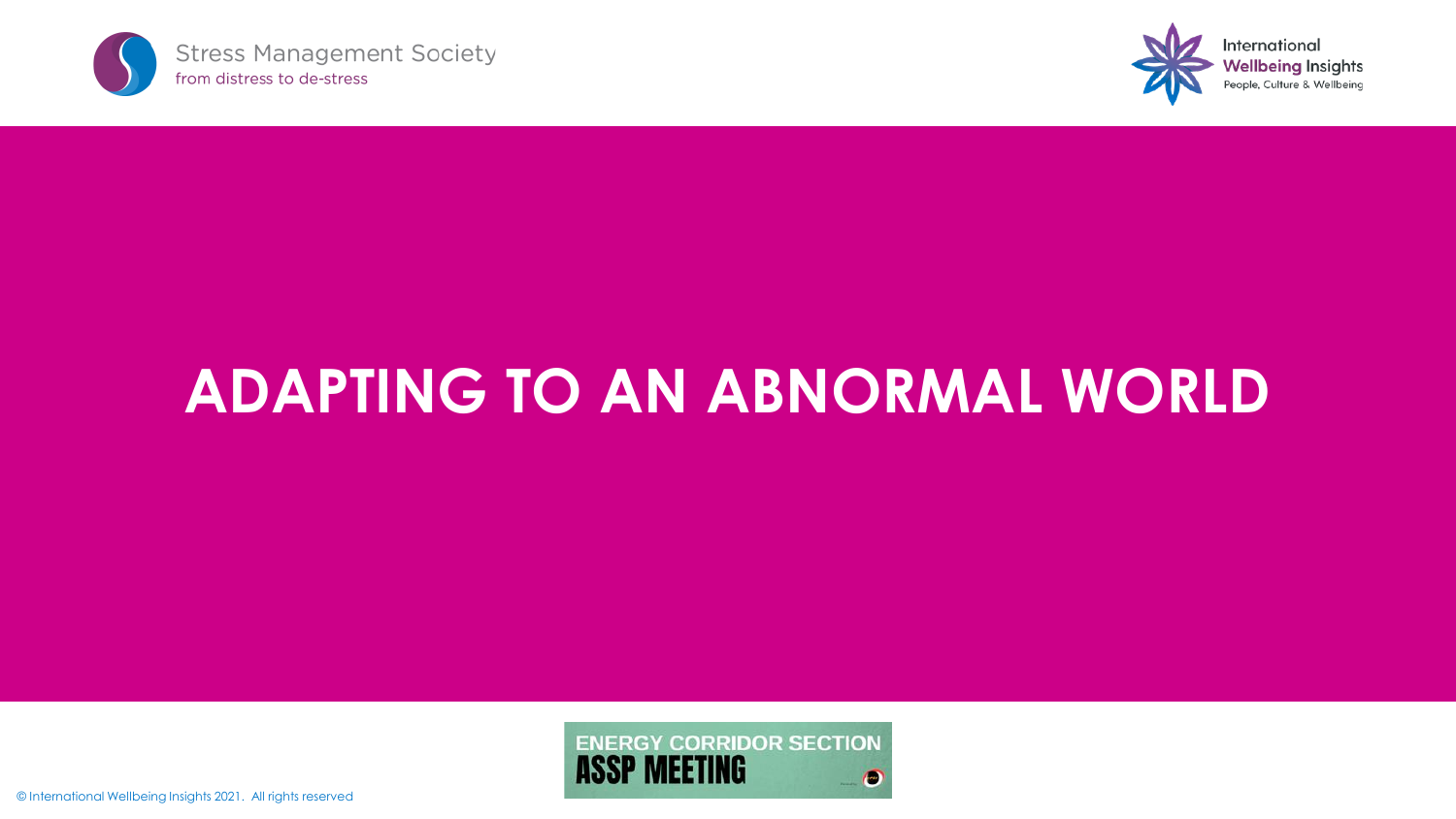Stress Management Society
from distress to de-stress

International Wellbeing Insights
People, Culture & Wellbeing

# ADAPTING TO AN ABNORMAL WORLD

ENERGY CORRIDOR SECTION
ASSP MEETING

© International Wellbeing Insights 2021. All rights reserved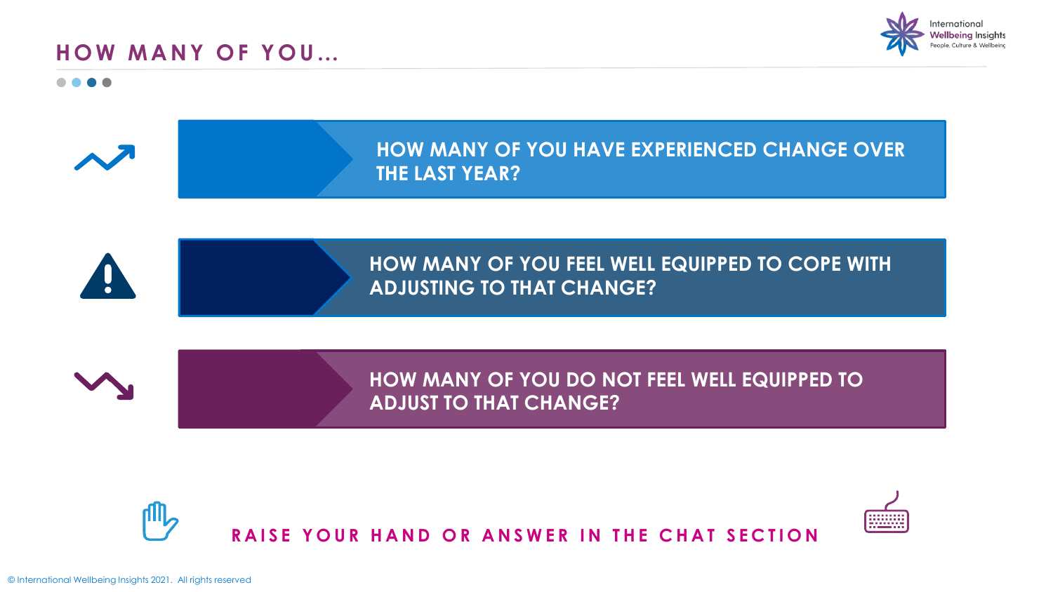## HOW MANY OF YOU...

- HOW MANY OF YOU HAVE EXPERIENCED CHANGE OVER THE LAST YEAR?
- HOW MANY OF YOU FEEL WELL EQUIPPED TO COPE WITH ADJUSTING TO THAT CHANGE?
- HOW MANY OF YOU DO NOT FEEL WELL EQUIPPED TO ADJUST TO THAT CHANGE?

**RAISE YOUR HAND OR ANSWER IN THE CHAT SECTION**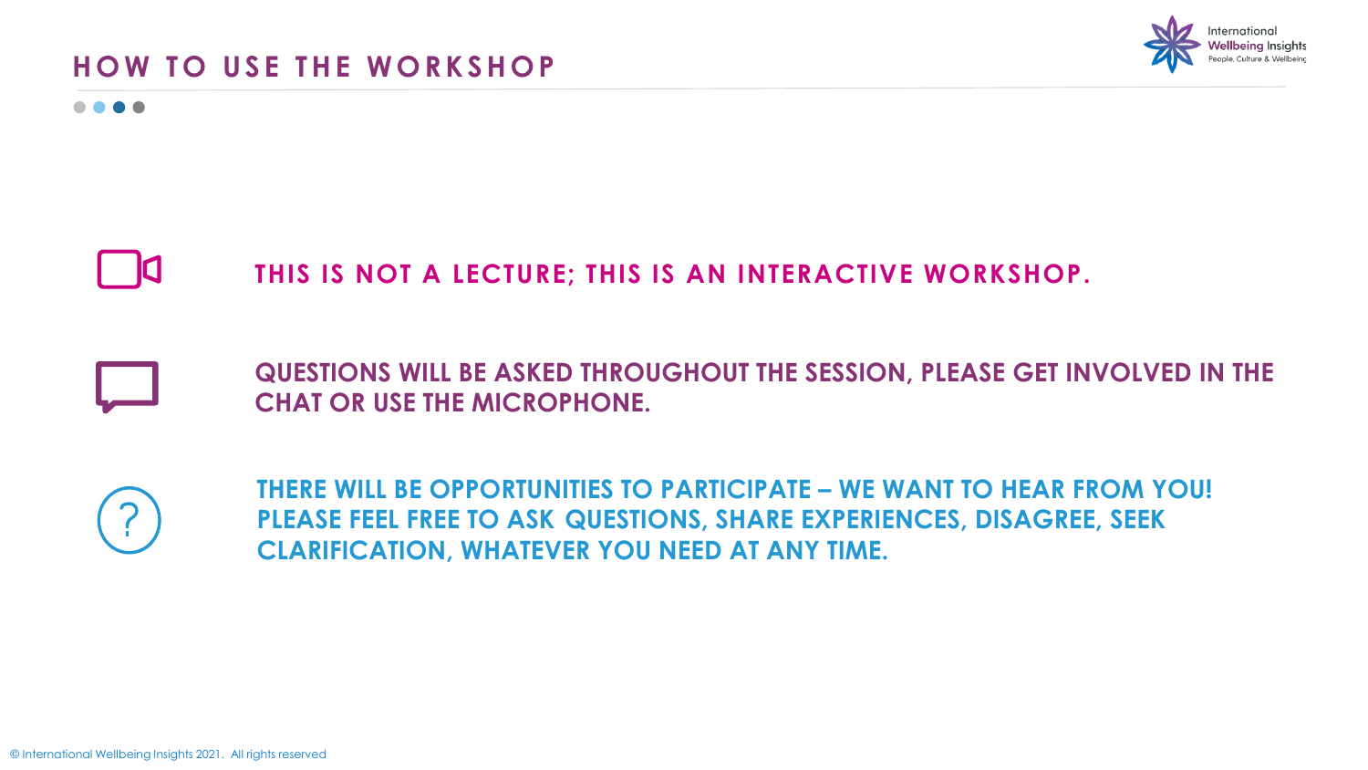# HOW TO USE THE WORKSHOP

THIS IS NOT A LECTURE; THIS IS AN INTERACTIVE WORKSHOP.

QUESTIONS WILL BE ASKED THROUGHOUT THE SESSION, PLEASE GET INVOLVED IN THE CHAT OR USE THE MICROPHONE.

THERE WILL BE OPPORTUNITIES TO PARTICIPATE – WE WANT TO HEAR FROM YOU! PLEASE FEEL FREE TO ASK QUESTIONS, SHARE EXPERIENCES, DISAGREE, SEEK CLARIFICATION, WHATEVER YOU NEED AT ANY TIME.

© International Wellbeing Insights 2021. All rights reserved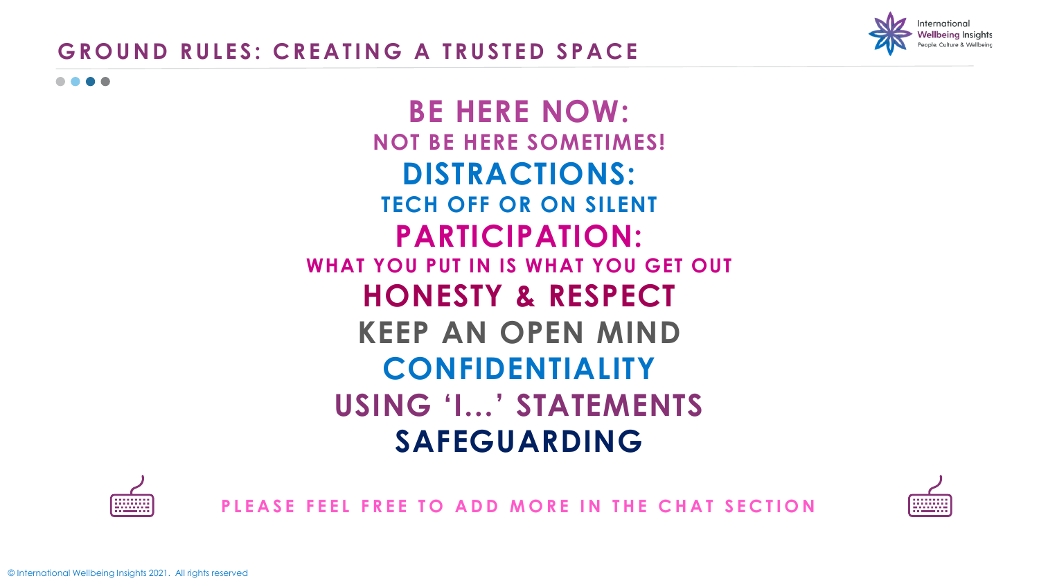# GROUND RULES: CREATING A TRUSTED SPACE

**BE HERE NOW:**
**NOT BE HERE SOMETIMES!**

**DISTRACTIONS:**
**TECH OFF OR ON SILENT**

**PARTICIPATION:**
**WHAT YOU PUT IN IS WHAT YOU GET OUT**

**HONESTY & RESPECT**

**KEEP AN OPEN MIND**

**CONFIDENTIALITY**

**USING 'I...' STATEMENTS**

**SAFEGUARDING**

PLEASE FEEL FREE TO ADD MORE IN THE CHAT SECTION

© International Wellbeing Insights 2021. All rights reserved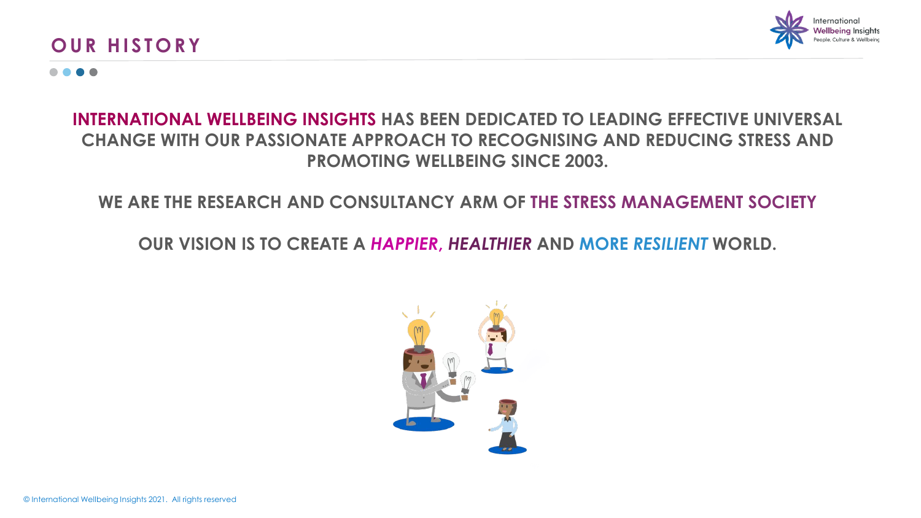# OUR HISTORY

**INTERNATIONAL WELLBEING INSIGHTS HAS BEEN DEDICATED TO LEADING EFFECTIVE UNIVERSAL CHANGE WITH OUR PASSIONATE APPROACH TO RECOGNISING AND REDUCING STRESS AND PROMOTING WELLBEING SINCE 2003.**

**WE ARE THE RESEARCH AND CONSULTANCY ARM OF THE STRESS MANAGEMENT SOCIETY**

**OUR VISION IS TO CREATE A *HAPPIER, HEALTHIER* AND MORE *RESILIENT* WORLD.**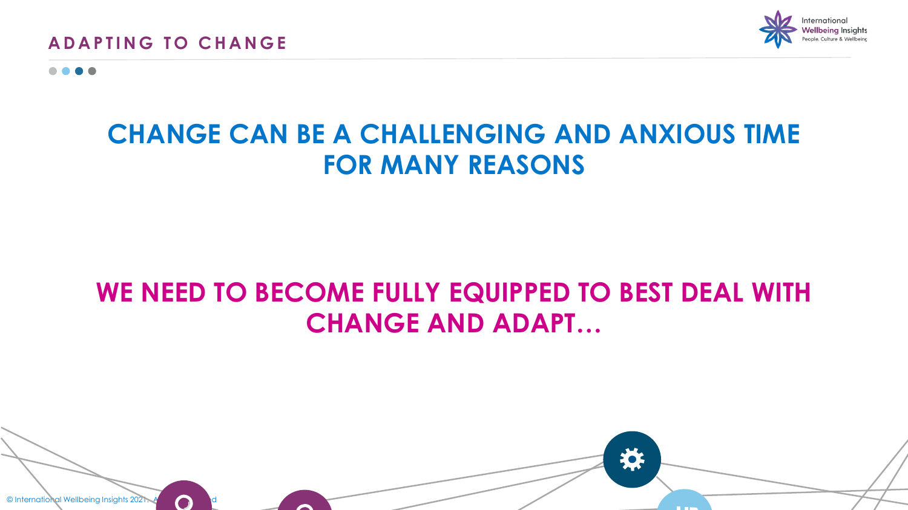## ADAPTING TO CHANGE

# CHANGE CAN BE A CHALLENGING AND ANXIOUS TIME FOR MANY REASONS

# WE NEED TO BECOME FULLY EQUIPPED TO BEST DEAL WITH CHANGE AND ADAPT…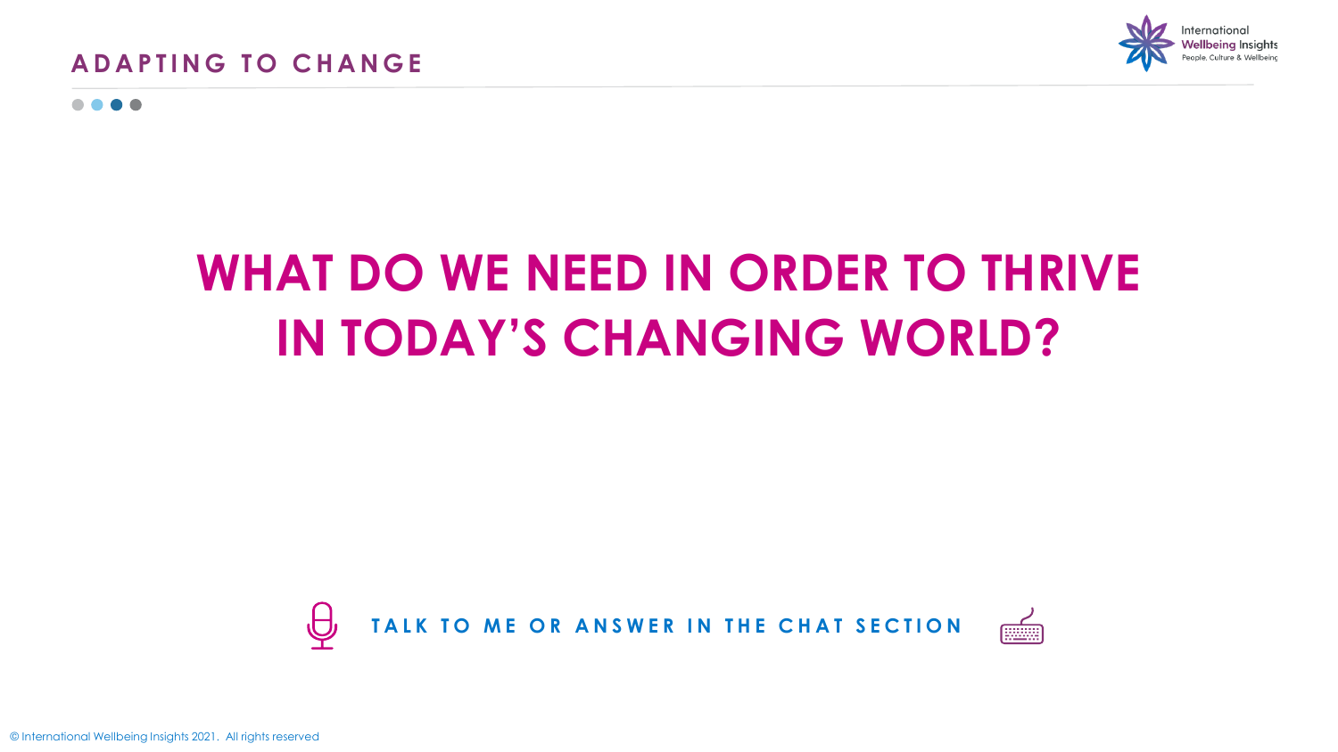## ADAPTING TO CHANGE

# WHAT DO WE NEED IN ORDER TO THRIVE IN TODAY'S CHANGING WORLD?

**TALK TO ME OR ANSWER IN THE CHAT SECTION**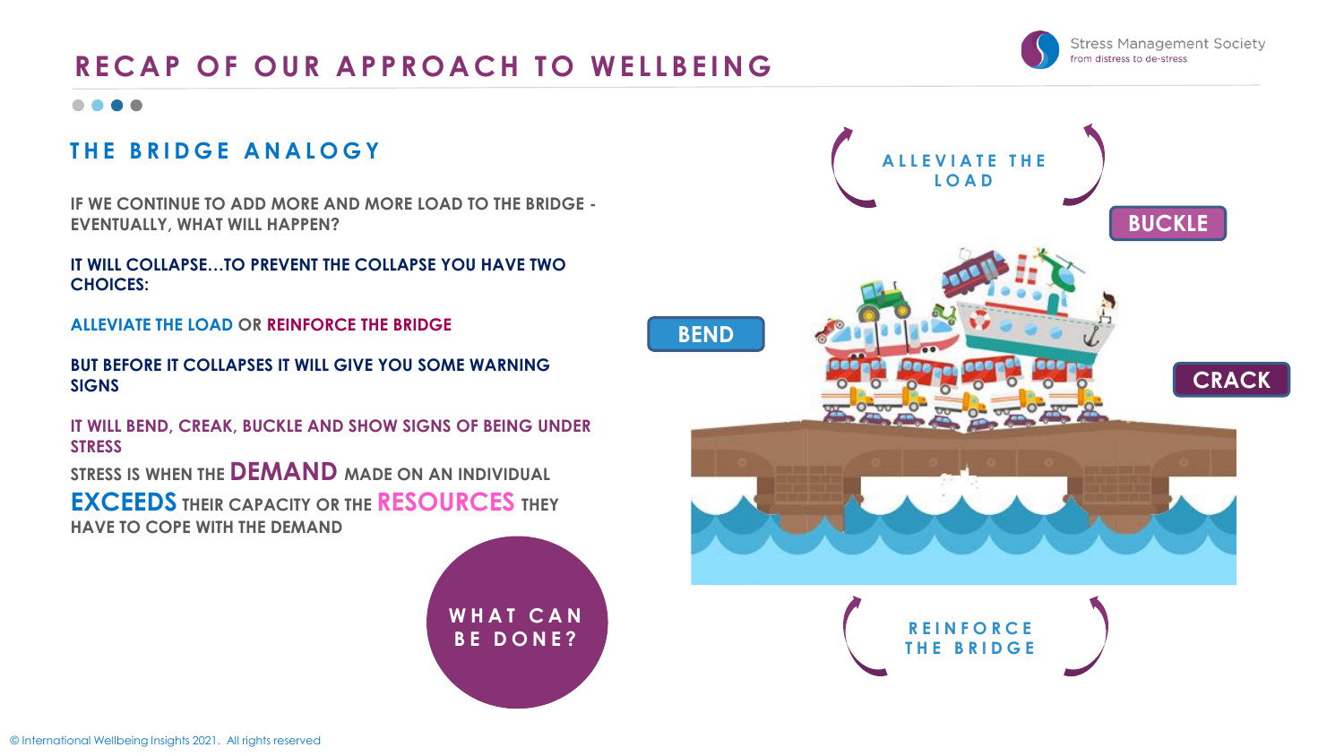# RECAP OF OUR APPROACH TO WELLBEING

## THE BRIDGE ANALOGY

**IF WE CONTINUE TO ADD MORE AND MORE LOAD TO THE BRIDGE - EVENTUALLY, WHAT WILL HAPPEN?**

**IT WILL COLLAPSE…TO PREVENT THE COLLAPSE YOU HAVE TWO CHOICES:**

**ALLEVIATE THE LOAD OR REINFORCE THE BRIDGE**

**BUT BEFORE IT COLLAPSES IT WILL GIVE YOU SOME WARNING SIGNS**

**IT WILL BEND, CREAK, BUCKLE AND SHOW SIGNS OF BEING UNDER STRESS**

**STRESS IS WHEN THE DEMAND MADE ON AN INDIVIDUAL EXCEEDS THEIR CAPACITY OR THE RESOURCES THEY HAVE TO COPE WITH THE DEMAND**

**WHAT CAN BE DONE?**

ALLEVIATE THE LOAD

BUCKLE

BEND

CRACK

REINFORCE THE BRIDGE

© International Wellbeing Insights 2021. All rights reserved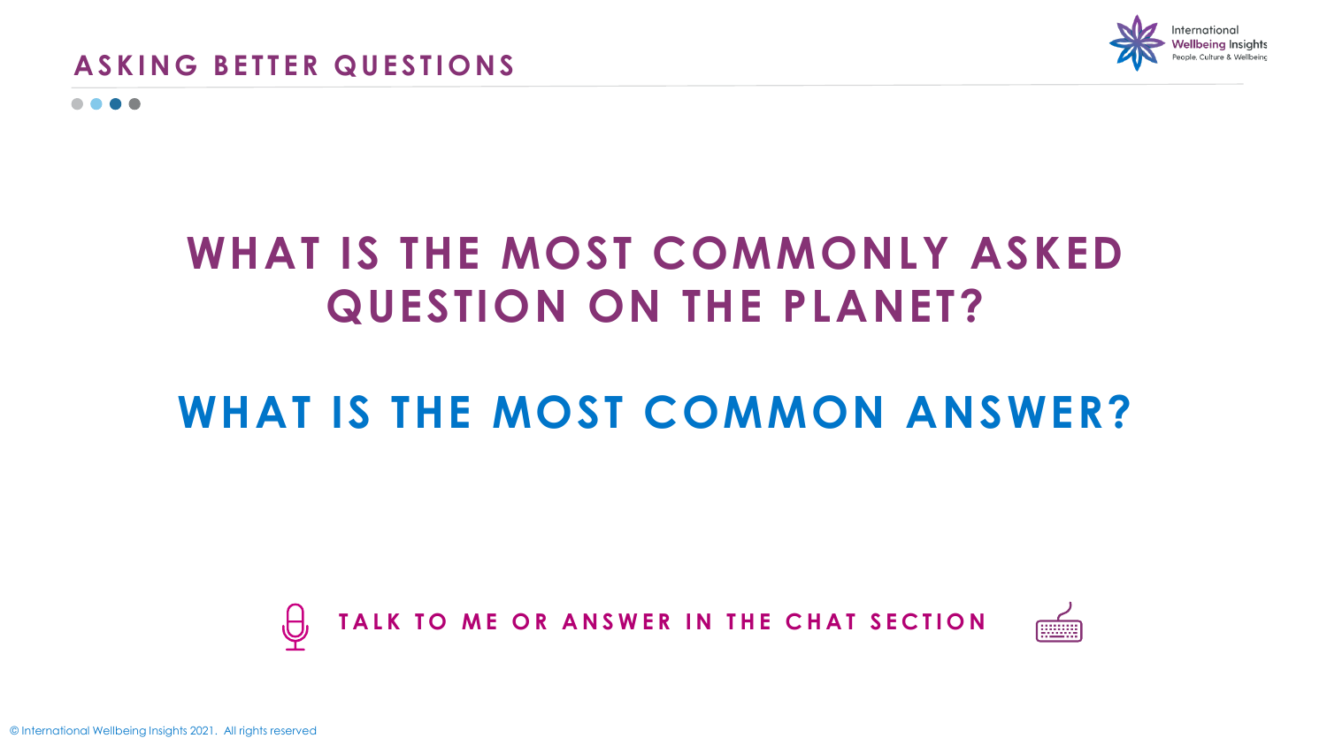## ASKING BETTER QUESTIONS

# WHAT IS THE MOST COMMONLY ASKED QUESTION ON THE PLANET?

# WHAT IS THE MOST COMMON ANSWER?

**TALK TO ME OR ANSWER IN THE CHAT SECTION**

© International Wellbeing Insights 2021. All rights reserved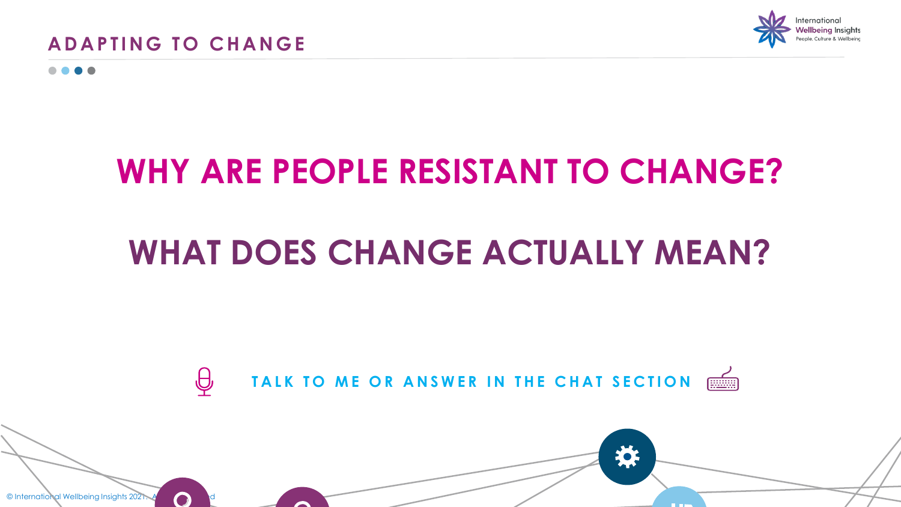# WHY ARE PEOPLE RESISTANT TO CHANGE?

# WHAT DOES CHANGE ACTUALLY MEAN?

TALK TO ME OR ANSWER IN THE CHAT SECTION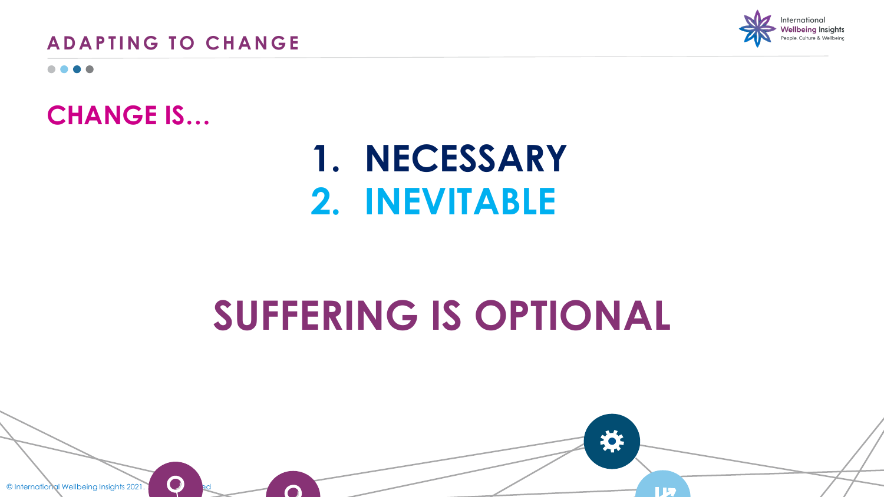## CHANGE IS…

1. **NECESSARY**
2. **INEVITABLE**

# SUFFERING IS OPTIONAL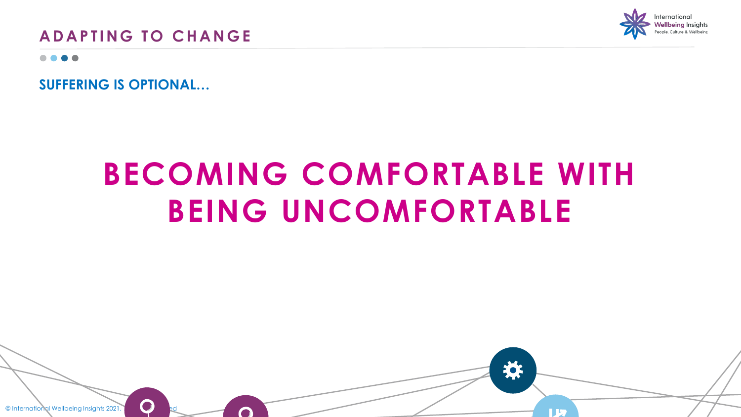## ADAPTING TO CHANGE

### SUFFERING IS OPTIONAL…

# BECOMING COMFORTABLE WITH BEING UNCOMFORTABLE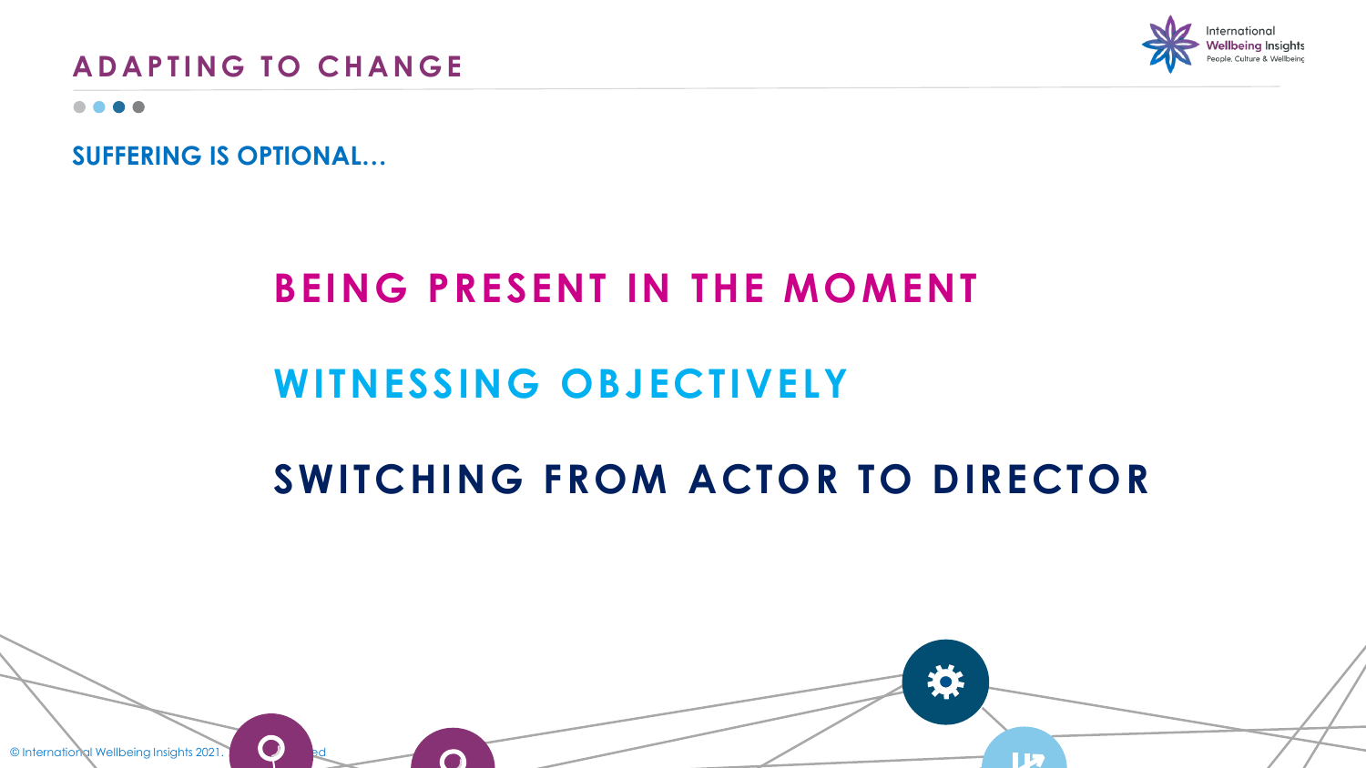## ADAPTING TO CHANGE

### SUFFERING IS OPTIONAL…

**BEING PRESENT IN THE MOMENT**

**WITNESSING OBJECTIVELY**

**SWITCHING FROM ACTOR TO DIRECTOR**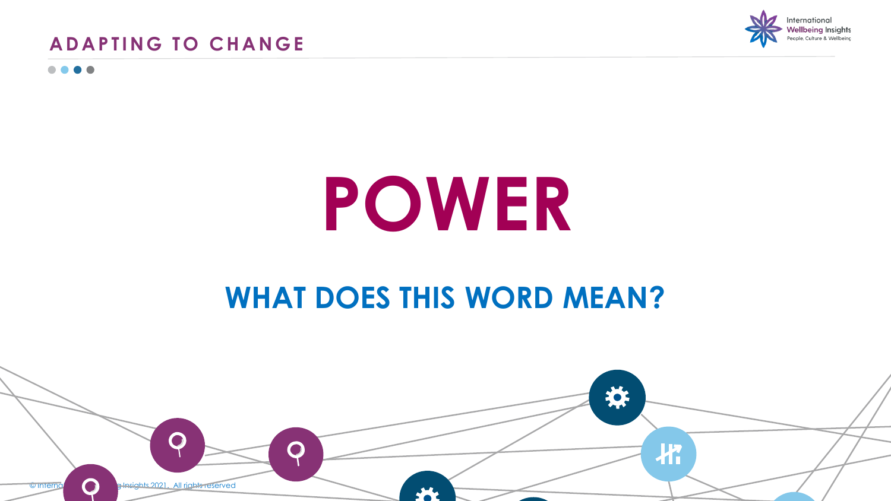# POWER

## WHAT DOES THIS WORD MEAN?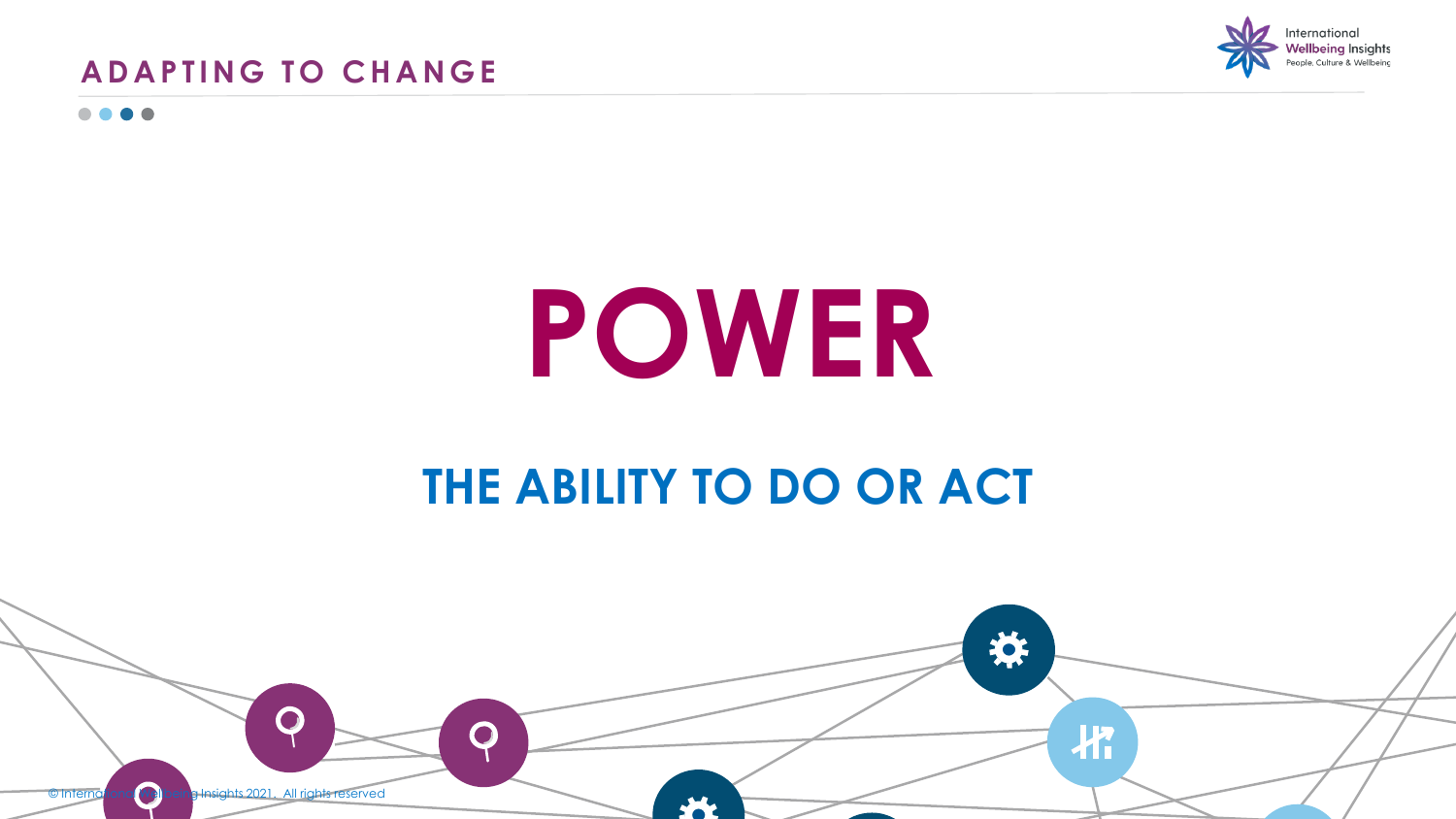# POWER

## THE ABILITY TO DO OR ACT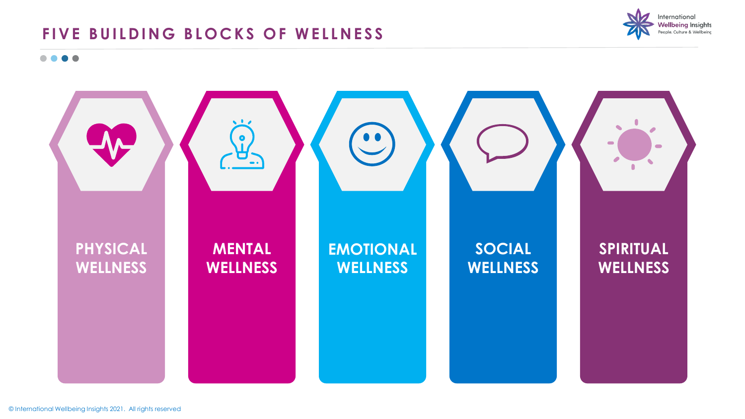# FIVE BUILDING BLOCKS OF WELLNESS

- PHYSICAL WELLNESS
- MENTAL WELLNESS
- EMOTIONAL WELLNESS
- SOCIAL WELLNESS
- SPIRITUAL WELLNESS

© International Wellbeing Insights 2021. All rights reserved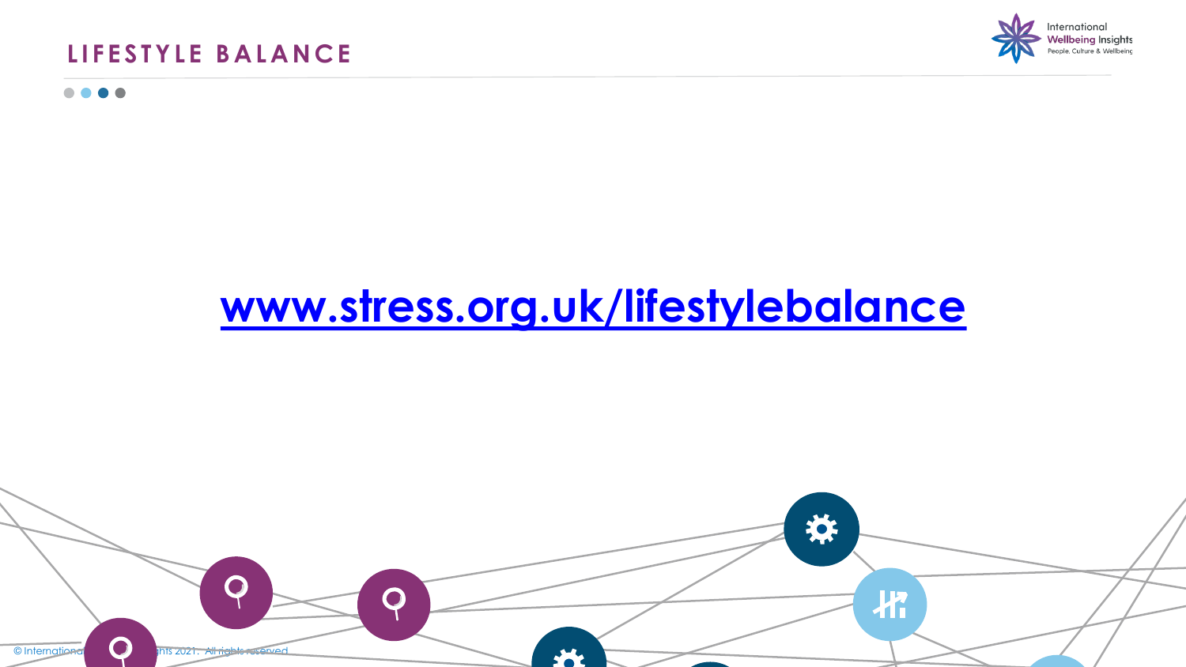# LIFESTYLE BALANCE

[www.stress.org.uk/lifestylebalance](http://www.stress.org.uk/lifestylebalance)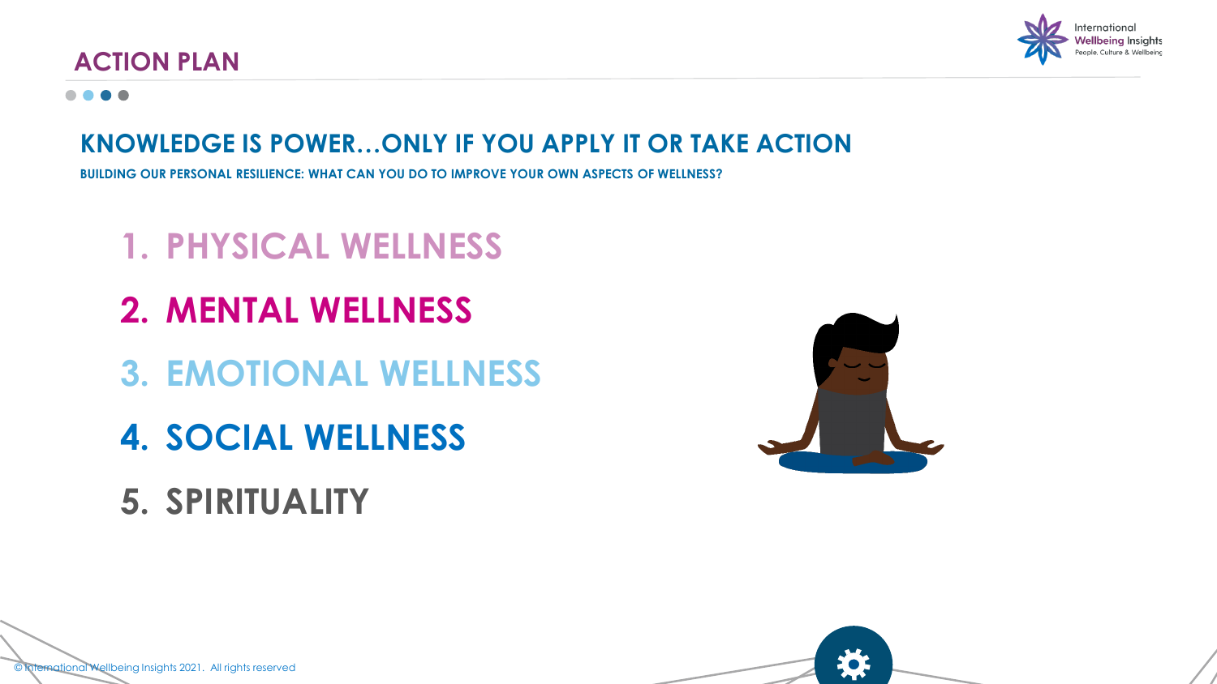# ACTION PLAN

## KNOWLEDGE IS POWER…ONLY IF YOU APPLY IT OR TAKE ACTION

**BUILDING OUR PERSONAL RESILIENCE: WHAT CAN YOU DO TO IMPROVE YOUR OWN ASPECTS OF WELLNESS?**

1. PHYSICAL WELLNESS
2. MENTAL WELLNESS
3. EMOTIONAL WELLNESS
4. SOCIAL WELLNESS
5. SPIRITUALITY

© International Wellbeing Insights 2021. All rights reserved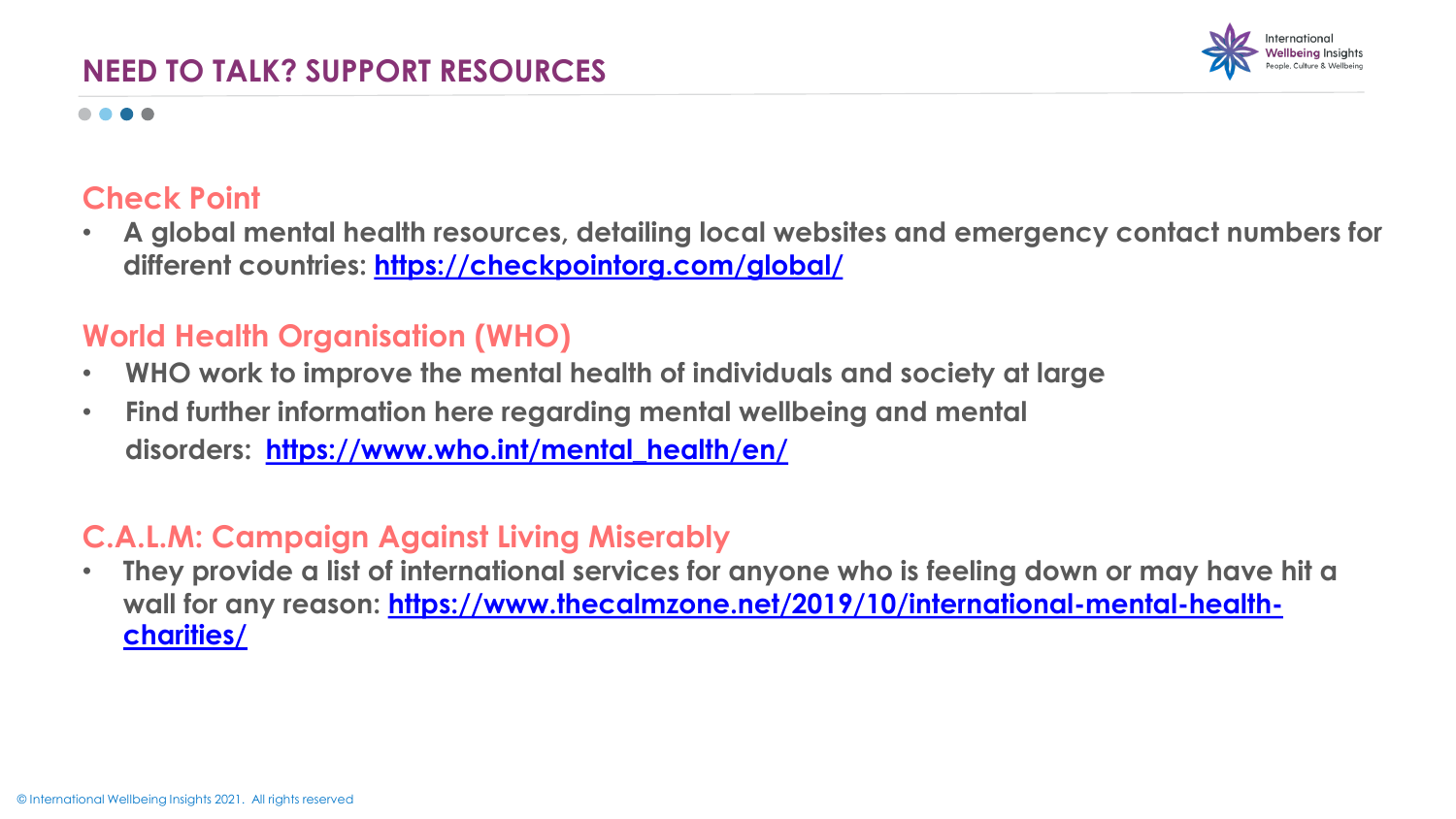## NEED TO TALK? SUPPORT RESOURCES

### Check Point

- **A global mental health resources, detailing local websites and emergency contact numbers for different countries: https://checkpointorg.com/global/**

### World Health Organisation (WHO)

- **WHO work to improve the mental health of individuals and society at large**
- **Find further information here regarding mental wellbeing and mental disorders: https://www.who.int/mental_health/en/**

### C.A.L.M: Campaign Against Living Miserably

- **They provide a list of international services for anyone who is feeling down or may have hit a wall for any reason: https://www.thecalmzone.net/2019/10/international-mental-health-charities/**

© International Wellbeing Insights 2021. All rights reserved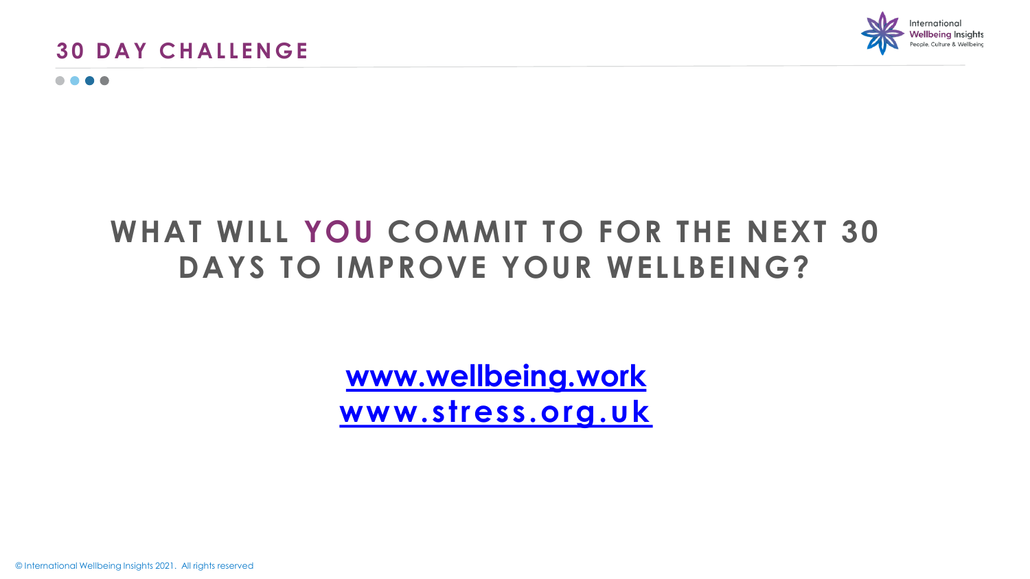## 30 DAY CHALLENGE

# WHAT WILL YOU COMMIT TO FOR THE NEXT 30 DAYS TO IMPROVE YOUR WELLBEING?

[www.wellbeing.work](http://www.wellbeing.work)
[www.stress.org.uk](http://www.stress.org.uk)

© International Wellbeing Insights 2021. All rights reserved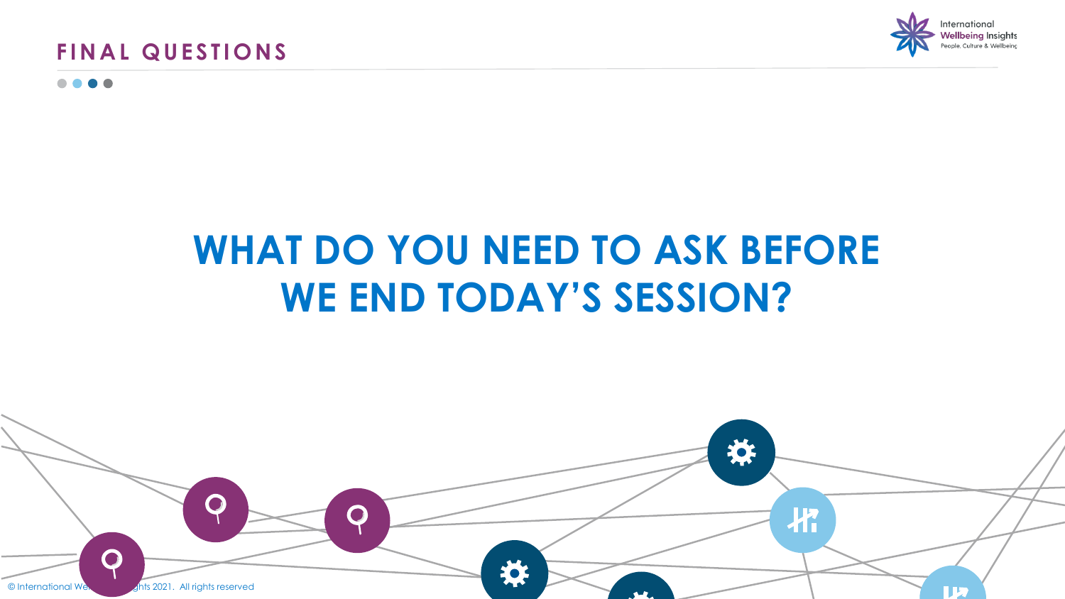## FINAL QUESTIONS

# WHAT DO YOU NEED TO ASK BEFORE WE END TODAY'S SESSION?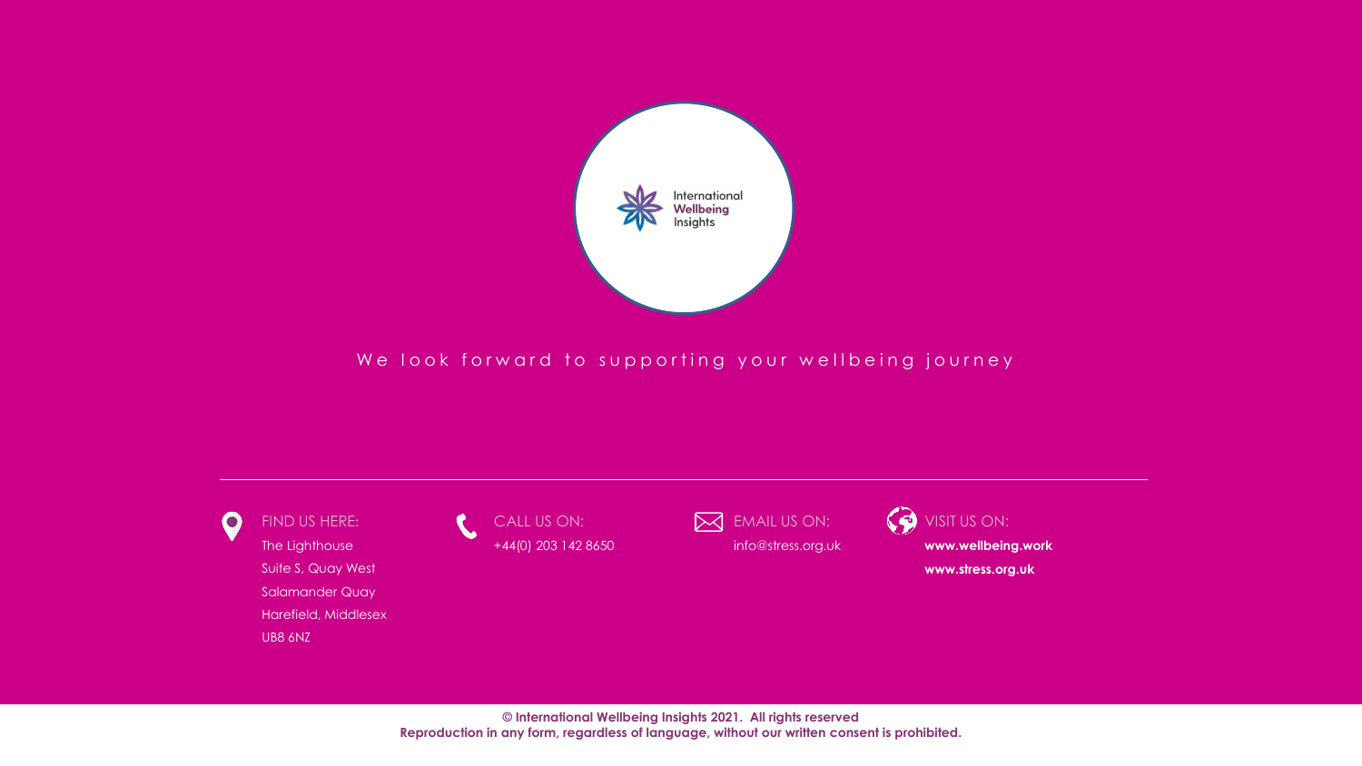International Wellbeing Insights

We look forward to supporting your wellbeing journey

---

FIND US HERE:
The Lighthouse
Suite S, Quay West
Salamander Quay
Harefield, Middlesex
UB8 6NZ

CALL US ON:
+44(0) 203 142 8650

EMAIL US ON:
info@stress.org.uk

VISIT US ON:
**www.wellbeing.work**
**www.stress.org.uk**

**© International Wellbeing Insights 2021. All rights reserved**
**Reproduction in any form, regardless of language, without our written consent is prohibited.**